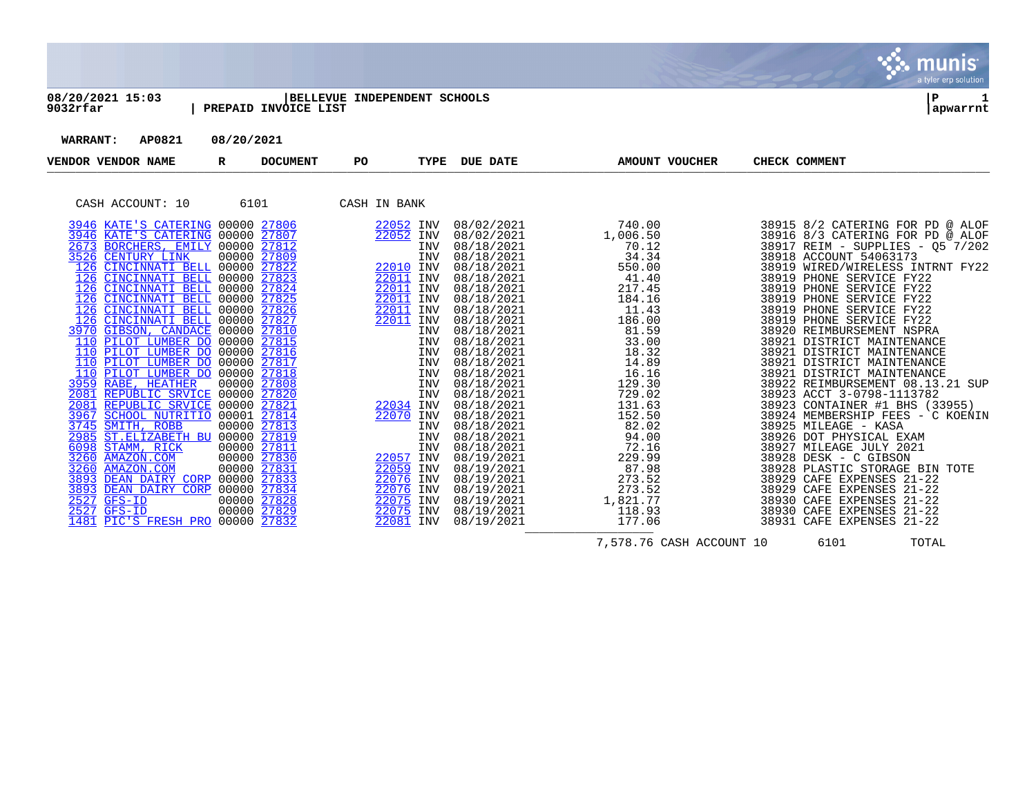**08/20/2021 15:03** | **BELLEVUE INDEPENDENT SCHOOLS** | **P 1**
**9032rfar** | **PREPAID INVOICE LIST** | **apwarrnt**

**WARRANT: AP0821 08/20/2021**

CASH ACCOUNT: 10 6101 CASH IN BANK

| VENDOR | VENDOR NAME | R | DOCUMENT | PO | TYPE | DUE DATE | AMOUNT | VOUCHER | CHECK | COMMENT |
|---|---|---|---|---|---|---|---|---|---|---|
| 3946 | KATE'S CATERING | 00000 | 27806 | 22052 | INV | 08/02/2021 | 740.00 | | 38915 | 8/2 CATERING FOR PD @ ALOF |
| 3946 | KATE'S CATERING | 00000 | 27807 | 22052 | INV | 08/02/2021 | 1,006.50 | | 38916 | 8/3 CATERING FOR PD @ ALOF |
| 2673 | BORCHERS, EMILY | 00000 | 27812 | | INV | 08/18/2021 | 70.12 | | 38917 | REIM - SUPPLIES - Q5 7/202 |
| 3526 | CENTURY LINK | 00000 | 27809 | | INV | 08/18/2021 | 34.34 | | 38918 | ACCOUNT 54063173 |
| 126 | CINCINNATI BELL | 00000 | 27822 | 22010 | INV | 08/18/2021 | 550.00 | | 38919 | WIRED/WIRELESS INTRNT FY22 |
| 126 | CINCINNATI BELL | 00000 | 27823 | 22011 | INV | 08/18/2021 | 41.40 | | 38919 | PHONE SERVICE FY22 |
| 126 | CINCINNATI BELL | 00000 | 27824 | 22011 | INV | 08/18/2021 | 217.45 | | 38919 | PHONE SERVICE FY22 |
| 126 | CINCINNATI BELL | 00000 | 27825 | 22011 | INV | 08/18/2021 | 184.16 | | 38919 | PHONE SERVICE FY22 |
| 126 | CINCINNATI BELL | 00000 | 27826 | 22011 | INV | 08/18/2021 | 11.43 | | 38919 | PHONE SERVICE FY22 |
| 126 | CINCINNATI BELL | 00000 | 27827 | 22011 | INV | 08/18/2021 | 186.00 | | 38919 | PHONE SERVICE FY22 |
| 3970 | GIBSON, CANDACE | 00000 | 27810 | | INV | 08/18/2021 | 81.59 | | 38920 | REIMBURSEMENT NSPRA |
| 110 | PILOT LUMBER DO | 00000 | 27815 | | INV | 08/18/2021 | 33.00 | | 38921 | DISTRICT MAINTENANCE |
| 110 | PILOT LUMBER DO | 00000 | 27816 | | INV | 08/18/2021 | 18.32 | | 38921 | DISTRICT MAINTENANCE |
| 110 | PILOT LUMBER DO | 00000 | 27817 | | INV | 08/18/2021 | 14.89 | | 38921 | DISTRICT MAINTENANCE |
| 110 | PILOT LUMBER DO | 00000 | 27818 | | INV | 08/18/2021 | 16.16 | | 38921 | DISTRICT MAINTENANCE |
| 3959 | RABE, HEATHER | 00000 | 27808 | | INV | 08/18/2021 | 129.30 | | 38922 | REIMBURSEMENT 08.13.21 SUP |
| 2081 | REPUBLIC SRVICE | 00000 | 27820 | | INV | 08/18/2021 | 729.02 | | 38923 | ACCT 3-0798-1113782 |
| 2081 | REPUBLIC SRVICE | 00000 | 27821 | 22034 | INV | 08/18/2021 | 131.63 | | 38923 | CONTAINER #1 BHS (33955) |
| 3967 | SCHOOL NUTRITIO | 00001 | 27814 | 22070 | INV | 08/18/2021 | 152.50 | | 38924 | MEMBERSHIP FEES - C KOENIN |
| 3745 | SMITH, ROBB | 00000 | 27813 | | INV | 08/18/2021 | 82.02 | | 38925 | MILEAGE - KASA |
| 2985 | ST.ELIZABETH BU | 00000 | 27819 | | INV | 08/18/2021 | 94.00 | | 38926 | DOT PHYSICAL EXAM |
| 6098 | STAMM, RICK | 00000 | 27811 | | INV | 08/18/2021 | 72.16 | | 38927 | MILEAGE JULY 2021 |
| 3260 | AMAZON.COM | 00000 | 27830 | 22057 | INV | 08/19/2021 | 229.99 | | 38928 | DESK - C GIBSON |
| 3260 | AMAZON.COM | 00000 | 27831 | 22059 | INV | 08/19/2021 | 87.98 | | 38928 | PLASTIC STORAGE BIN TOTE |
| 3893 | DEAN DAIRY CORP | 00000 | 27833 | 22076 | INV | 08/19/2021 | 273.52 | | 38929 | CAFE EXPENSES 21-22 |
| 3893 | DEAN DAIRY CORP | 00000 | 27834 | 22076 | INV | 08/19/2021 | 273.52 | | 38929 | CAFE EXPENSES 21-22 |
| 2527 | GFS-ID | 00000 | 27828 | 22075 | INV | 08/19/2021 | 1,821.77 | | 38930 | CAFE EXPENSES 21-22 |
| 2527 | GFS-ID | 00000 | 27829 | 22075 | INV | 08/19/2021 | 118.93 | | 38930 | CAFE EXPENSES 21-22 |
| 1481 | PIC'S FRESH PRO | 00000 | 27832 | 22081 | INV | 08/19/2021 | 177.06 | | 38931 | CAFE EXPENSES 21-22 |
| | | | | | | | 7,578.76 | CASH ACCOUNT 10 | 6101 | TOTAL |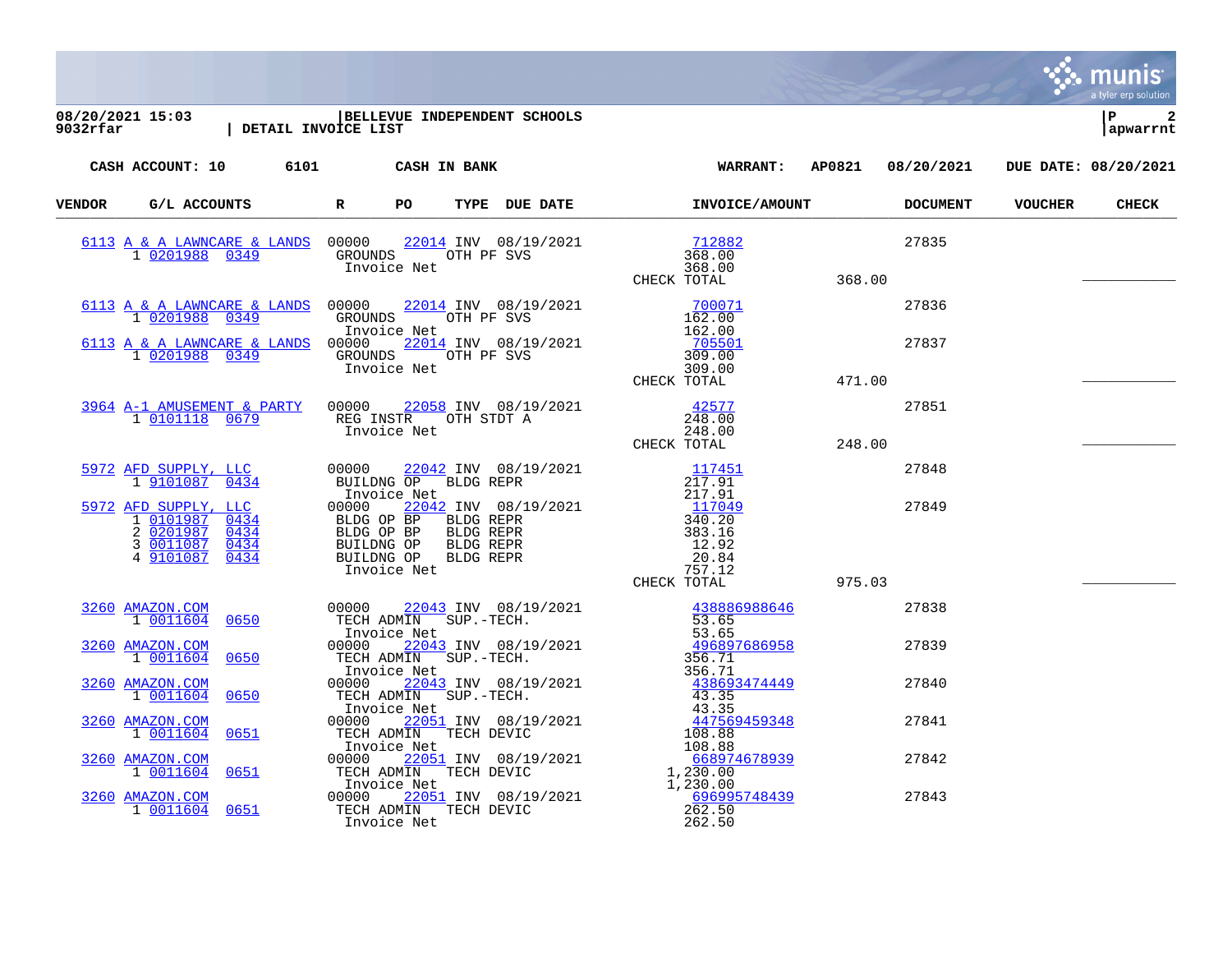**08/20/2021 15:03** | **BELLEVUE INDEPENDENT SCHOOLS**
**9032rfar** | **DETAIL INVOICE LIST**

**CASH ACCOUNT: 10 6101 CASH IN BANK** **WARRANT: AP0821 08/20/2021 DUE DATE: 08/20/2021**

| VENDOR | G/L ACCOUNTS | R | PO | TYPE | DUE DATE | INVOICE/AMOUNT | | DOCUMENT | VOUCHER | CHECK |
|---|---|---|---|---|---|---|---|---|---|---|
| 6113 A & A LAWNCARE & LANDS | | 00000 | 22014 | INV | 08/19/2021 | 712882 | | 27835 | | |
| | 1 0201988 0349 | GROUNDS | | OTH PF SVS | | 368.00 | | | | |
| | | Invoice Net | | | | 368.00 | | | | |
| | | | | | | CHECK TOTAL | 368.00 | | | ___________ |
| 6113 A & A LAWNCARE & LANDS | | 00000 | 22014 | INV | 08/19/2021 | 700071 | | 27836 | | |
| | 1 0201988 0349 | GROUNDS | | OTH PF SVS | | 162.00 | | | | |
| | | Invoice Net | | | | 162.00 | | | | |
| 6113 A & A LAWNCARE & LANDS | | 00000 | 22014 | INV | 08/19/2021 | 705501 | | 27837 | | |
| | 1 0201988 0349 | GROUNDS | | OTH PF SVS | | 309.00 | | | | |
| | | Invoice Net | | | | 309.00 | | | | |
| | | | | | | CHECK TOTAL | 471.00 | | | ___________ |
| 3964 A-1 AMUSEMENT & PARTY | | 00000 | 22058 | INV | 08/19/2021 | 42577 | | 27851 | | |
| | 1 0101118 0679 | REG INSTR | | OTH STDT A | | 248.00 | | | | |
| | | Invoice Net | | | | 248.00 | | | | |
| | | | | | | CHECK TOTAL | 248.00 | | | ___________ |
| 5972 AFD SUPPLY, LLC | | 00000 | 22042 | INV | 08/19/2021 | 117451 | | 27848 | | |
| | 1 9101087 0434 | BUILDNG OP | | BLDG REPR | | 217.91 | | | | |
| | | Invoice Net | | | | 217.91 | | | | |
| 5972 AFD SUPPLY, LLC | | 00000 | 22042 | INV | 08/19/2021 | 117049 | | 27849 | | |
| | 1 0101987 0434 | BLDG OP BP | | BLDG REPR | | 340.20 | | | | |
| | 2 0201987 0434 | BLDG OP BP | | BLDG REPR | | 383.16 | | | | |
| | 3 0011087 0434 | BUILDNG OP | | BLDG REPR | | 12.92 | | | | |
| | 4 9101087 0434 | BUILDNG OP | | BLDG REPR | | 20.84 | | | | |
| | | Invoice Net | | | | 757.12 | | | | |
| | | | | | | CHECK TOTAL | 975.03 | | | ___________ |
| 3260 AMAZON.COM | | 00000 | 22043 | INV | 08/19/2021 | 438886988646 | | 27838 | | |
| | 1 0011604 0650 | TECH ADMIN | | SUP.-TECH. | | 53.65 | | | | |
| | | Invoice Net | | | | 53.65 | | | | |
| 3260 AMAZON.COM | | 00000 | 22043 | INV | 08/19/2021 | 496897686958 | | 27839 | | |
| | 1 0011604 0650 | TECH ADMIN | | SUP.-TECH. | | 356.71 | | | | |
| | | Invoice Net | | | | 356.71 | | | | |
| 3260 AMAZON.COM | | 00000 | 22043 | INV | 08/19/2021 | 438693474449 | | 27840 | | |
| | 1 0011604 0650 | TECH ADMIN | | SUP.-TECH. | | 43.35 | | | | |
| | | Invoice Net | | | | 43.35 | | | | |
| 3260 AMAZON.COM | | 00000 | 22051 | INV | 08/19/2021 | 447569459348 | | 27841 | | |
| | 1 0011604 0651 | TECH ADMIN | | TECH DEVIC | | 108.88 | | | | |
| | | Invoice Net | | | | 108.88 | | | | |
| 3260 AMAZON.COM | | 00000 | 22051 | INV | 08/19/2021 | 668974678939 | | 27842 | | |
| | 1 0011604 0651 | TECH ADMIN | | TECH DEVIC | | 1,230.00 | | | | |
| | | Invoice Net | | | | 1,230.00 | | | | |
| 3260 AMAZON.COM | | 00000 | 22051 | INV | 08/19/2021 | 696995748439 | | 27843 | | |
| | 1 0011604 0651 | TECH ADMIN | | TECH DEVIC | | 262.50 | | | | |
| | | Invoice Net | | | | 262.50 | | | | |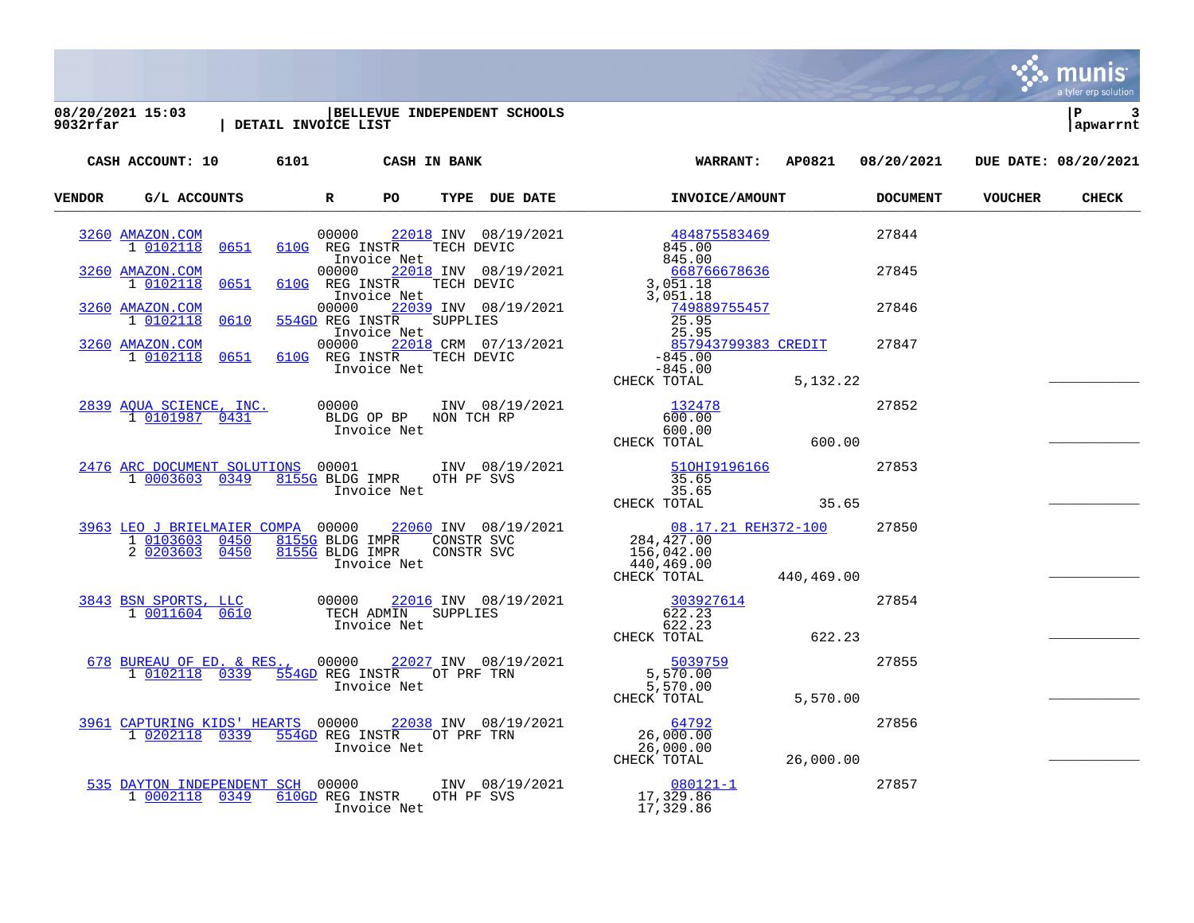08/20/2021 15:03 | BELLEVUE INDEPENDENT SCHOOLS
9032rfar | DETAIL INVOICE LIST

CASH ACCOUNT: 10 6101 CASH IN BANK — WARRANT: AP0821 08/20/2021 — DUE DATE: 08/20/2021

| VENDOR | G/L ACCOUNTS | | | R | PO | TYPE | DUE DATE | INVOICE/AMOUNT | | DOCUMENT | VOUCHER | CHECK |
|---|---|---|---|---|---|---|---|---|---|---|---|---|
| 3260 AMAZON.COM | | | | 00000 | 22018 | INV | 08/19/2021 | 484875583469 | | 27844 | | |
| | 1 0102118 | 0651 | 610G | REG INSTR | | TECH DEVIC | | 845.00 | | | | |
| | | | | Invoice Net | | | | 845.00 | | | | |
| 3260 AMAZON.COM | | | | 00000 | 22018 | INV | 08/19/2021 | 668766678636 | | 27845 | | |
| | 1 0102118 | 0651 | 610G | REG INSTR | | TECH DEVIC | | 3,051.18 | | | | |
| | | | | Invoice Net | | | | 3,051.18 | | | | |
| 3260 AMAZON.COM | | | | 00000 | 22039 | INV | 08/19/2021 | 749889755457 | | 27846 | | |
| | 1 0102118 | 0610 | 554GD | REG INSTR | | SUPPLIES | | 25.95 | | | | |
| | | | | Invoice Net | | | | 25.95 | | | | |
| 3260 AMAZON.COM | | | | 00000 | 22018 | CRM | 07/13/2021 | 857943799383 CREDIT | | 27847 | | |
| | 1 0102118 | 0651 | 610G | REG INSTR | | TECH DEVIC | | -845.00 | | | | |
| | | | | Invoice Net | | | | -845.00 | | | | |
| | | | | | | | | CHECK TOTAL | 5,132.22 | | | ___________ |
| 2839 AQUA SCIENCE, INC. | | | | 00000 | | INV | 08/19/2021 | 132478 | | 27852 | | |
| | 1 0101987 | 0431 | | BLDG OP BP | | NON TCH RP | | 600.00 | | | | |
| | | | | Invoice Net | | | | 600.00 | | | | |
| | | | | | | | | CHECK TOTAL | 600.00 | | | ___________ |
| 2476 ARC DOCUMENT SOLUTIONS | | | | 00001 | | INV | 08/19/2021 | 51OHI9196166 | | 27853 | | |
| | 1 0003603 | 0349 | 8155G | BLDG IMPR | | OTH PF SVS | | 35.65 | | | | |
| | | | | Invoice Net | | | | 35.65 | | | | |
| | | | | | | | | CHECK TOTAL | 35.65 | | | ___________ |
| 3963 LEO J BRIELMAIER COMPA | | | | 00000 | 22060 | INV | 08/19/2021 | 08.17.21 REH372-100 | | 27850 | | |
| | 1 0103603 | 0450 | 8155G | BLDG IMPR | | CONSTR SVC | | 284,427.00 | | | | |
| | 2 0203603 | 0450 | 8155G | BLDG IMPR | | CONSTR SVC | | 156,042.00 | | | | |
| | | | | Invoice Net | | | | 440,469.00 | | | | |
| | | | | | | | | CHECK TOTAL | 440,469.00 | | | ___________ |
| 3843 BSN SPORTS, LLC | | | | 00000 | 22016 | INV | 08/19/2021 | 303927614 | | 27854 | | |
| | 1 0011604 | 0610 | | TECH ADMIN | | SUPPLIES | | 622.23 | | | | |
| | | | | Invoice Net | | | | 622.23 | | | | |
| | | | | | | | | CHECK TOTAL | 622.23 | | | ___________ |
| 678 BUREAU OF ED. & RES., | | | | 00000 | 22027 | INV | 08/19/2021 | 5039759 | | 27855 | | |
| | 1 0102118 | 0339 | 554GD | REG INSTR | | OT PRF TRN | | 5,570.00 | | | | |
| | | | | Invoice Net | | | | 5,570.00 | | | | |
| | | | | | | | | CHECK TOTAL | 5,570.00 | | | ___________ |
| 3961 CAPTURING KIDS' HEARTS | | | | 00000 | 22038 | INV | 08/19/2021 | 64792 | | 27856 | | |
| | 1 0202118 | 0339 | 554GD | REG INSTR | | OT PRF TRN | | 26,000.00 | | | | |
| | | | | Invoice Net | | | | 26,000.00 | | | | |
| | | | | | | | | CHECK TOTAL | 26,000.00 | | | ___________ |
| 535 DAYTON INDEPENDENT SCH | | | | 00000 | | INV | 08/19/2021 | 080121-1 | | 27857 | | |
| | 1 0002118 | 0349 | 610GD | REG INSTR | | OTH PF SVS | | 17,329.86 | | | | |
| | | | | Invoice Net | | | | 17,329.86 | | | | |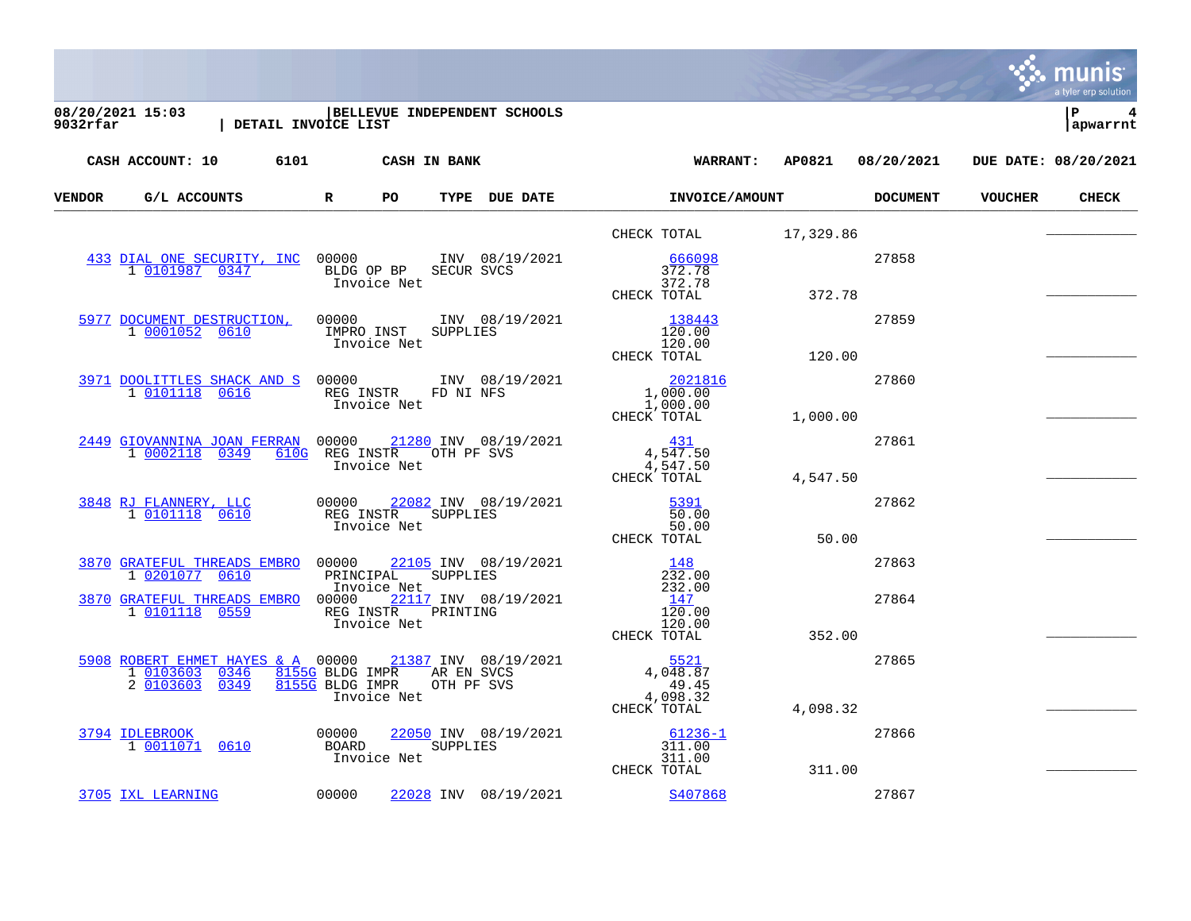08/20/2021 15:03 | BELLEVUE INDEPENDENT SCHOOLS
9032rfar | DETAIL INVOICE LIST | apwarrnt

CASH ACCOUNT: 10 6101 CASH IN BANK WARRANT: AP0821 08/20/2021 DUE DATE: 08/20/2021

| VENDOR | G/L ACCOUNTS | R | PO | TYPE | DUE DATE | INVOICE/AMOUNT | | DOCUMENT | VOUCHER | CHECK |
|---|---|---|---|---|---|---|---|---|---|---|
| | | | | | | CHECK TOTAL | 17,329.86 | | | ___________ |
| 433 DIAL ONE SECURITY, INC | | 00000 | | INV | 08/19/2021 | 666098 | | 27858 | | |
| | 1 0101987 0347 | BLDG OP BP | | SECUR SVCS | | 372.78 | | | | |
| | | Invoice Net | | | | 372.78 | | | | |
| | | | | | | CHECK TOTAL | 372.78 | | | ___________ |
| 5977 DOCUMENT DESTRUCTION, | | 00000 | | INV | 08/19/2021 | 138443 | | 27859 | | |
| | 1 0001052 0610 | IMPRO INST | | SUPPLIES | | 120.00 | | | | |
| | | Invoice Net | | | | 120.00 | | | | |
| | | | | | | CHECK TOTAL | 120.00 | | | ___________ |
| 3971 DOOLITTLES SHACK AND S | | 00000 | | INV | 08/19/2021 | 2021816 | | 27860 | | |
| | 1 0101118 0616 | REG INSTR | | FD NI NFS | | 1,000.00 | | | | |
| | | Invoice Net | | | | 1,000.00 | | | | |
| | | | | | | CHECK TOTAL | 1,000.00 | | | ___________ |
| 2449 GIOVANNINA JOAN FERRAN | | 00000 | 21280 | INV | 08/19/2021 | 431 | | 27861 | | |
| | 1 0002118 0349 610G | REG INSTR | | OTH PF SVS | | 4,547.50 | | | | |
| | | Invoice Net | | | | 4,547.50 | | | | |
| | | | | | | CHECK TOTAL | 4,547.50 | | | ___________ |
| 3848 RJ FLANNERY, LLC | | 00000 | 22082 | INV | 08/19/2021 | 5391 | | 27862 | | |
| | 1 0101118 0610 | REG INSTR | | SUPPLIES | | 50.00 | | | | |
| | | Invoice Net | | | | 50.00 | | | | |
| | | | | | | CHECK TOTAL | 50.00 | | | ___________ |
| 3870 GRATEFUL THREADS EMBRO | | 00000 | 22105 | INV | 08/19/2021 | 148 | | 27863 | | |
| | 1 0201077 0610 | PRINCIPAL | | SUPPLIES | | 232.00 | | | | |
| | | Invoice Net | | | | 232.00 | | | | |
| 3870 GRATEFUL THREADS EMBRO | | 00000 | 22117 | INV | 08/19/2021 | 147 | | 27864 | | |
| | 1 0101118 0559 | REG INSTR | | PRINTING | | 120.00 | | | | |
| | | Invoice Net | | | | 120.00 | | | | |
| | | | | | | CHECK TOTAL | 352.00 | | | ___________ |
| 5908 ROBERT EHMET HAYES & A | | 00000 | 21387 | INV | 08/19/2021 | 5521 | | 27865 | | |
| | 1 0103603 0346 8155G | BLDG IMPR | | AR EN SVCS | | 4,048.87 | | | | |
| | 2 0103603 0349 8155G | BLDG IMPR | | OTH PF SVS | | 49.45 | | | | |
| | | Invoice Net | | | | 4,098.32 | | | | |
| | | | | | | CHECK TOTAL | 4,098.32 | | | ___________ |
| 3794 IDLEBROOK | | 00000 | 22050 | INV | 08/19/2021 | 61236-1 | | 27866 | | |
| | 1 0011071 0610 | BOARD | | SUPPLIES | | 311.00 | | | | |
| | | Invoice Net | | | | 311.00 | | | | |
| | | | | | | CHECK TOTAL | 311.00 | | | ___________ |
| 3705 IXL LEARNING | | 00000 | 22028 | INV | 08/19/2021 | S407868 | | 27867 | | |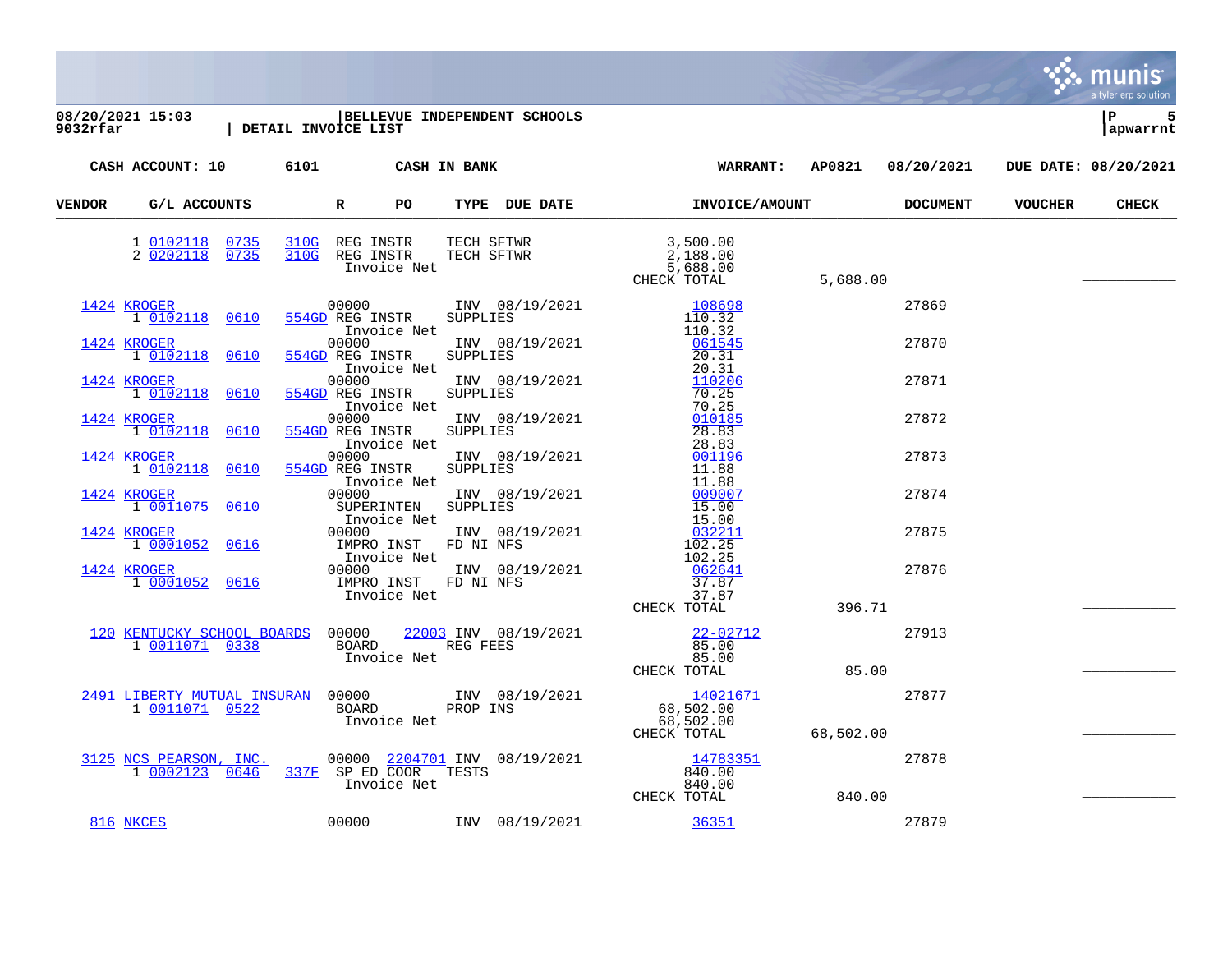**08/20/2021 15:03** | **BELLEVUE INDEPENDENT SCHOOLS** | **P 5**
**9032rfar** | **DETAIL INVOICE LIST** | **apwarrnt**

**CASH ACCOUNT: 10 6101 CASH IN BANK** **WARRANT: AP0821 08/20/2021 DUE DATE: 08/20/2021**

| VENDOR | G/L ACCOUNTS | | R | PO | TYPE | DUE DATE | INVOICE/AMOUNT | | DOCUMENT | VOUCHER | CHECK |
|---|---|---|---|---|---|---|---|---|---|---|---|
| | 1 0102118 0735 | 310G | REG INSTR | | TECH SFTWR | | 3,500.00 | | | | |
| | 2 0202118 0735 | 310G | REG INSTR | | TECH SFTWR | | 2,188.00 | | | | |
| | | | Invoice Net | | | | 5,688.00 | | | | |
| | | | | | | | CHECK TOTAL | 5,688.00 | | | ___________ |
| 1424 KROGER | | | 00000 | | INV | 08/19/2021 | 108698 | | 27869 | | |
| | 1 0102118 0610 | 554GD | REG INSTR | | SUPPLIES | | 110.32 | | | | |
| | | | Invoice Net | | | | 110.32 | | | | |
| 1424 KROGER | | | 00000 | | INV | 08/19/2021 | 061545 | | 27870 | | |
| | 1 0102118 0610 | 554GD | REG INSTR | | SUPPLIES | | 20.31 | | | | |
| | | | Invoice Net | | | | 20.31 | | | | |
| 1424 KROGER | | | 00000 | | INV | 08/19/2021 | 110206 | | 27871 | | |
| | 1 0102118 0610 | 554GD | REG INSTR | | SUPPLIES | | 70.25 | | | | |
| | | | Invoice Net | | | | 70.25 | | | | |
| 1424 KROGER | | | 00000 | | INV | 08/19/2021 | 010185 | | 27872 | | |
| | 1 0102118 0610 | 554GD | REG INSTR | | SUPPLIES | | 28.83 | | | | |
| | | | Invoice Net | | | | 28.83 | | | | |
| 1424 KROGER | | | 00000 | | INV | 08/19/2021 | 001196 | | 27873 | | |
| | 1 0102118 0610 | 554GD | REG INSTR | | SUPPLIES | | 11.88 | | | | |
| | | | Invoice Net | | | | 11.88 | | | | |
| 1424 KROGER | | | 00000 | | INV | 08/19/2021 | 009007 | | 27874 | | |
| | 1 0011075 0610 | | SUPERINTEN | | SUPPLIES | | 15.00 | | | | |
| | | | Invoice Net | | | | 15.00 | | | | |
| 1424 KROGER | | | 00000 | | INV | 08/19/2021 | 032211 | | 27875 | | |
| | 1 0001052 0616 | | IMPRO INST | | FD NI NFS | | 102.25 | | | | |
| | | | Invoice Net | | | | 102.25 | | | | |
| 1424 KROGER | | | 00000 | | INV | 08/19/2021 | 062641 | | 27876 | | |
| | 1 0001052 0616 | | IMPRO INST | | FD NI NFS | | 37.87 | | | | |
| | | | Invoice Net | | | | 37.87 | | | | |
| | | | | | | | CHECK TOTAL | 396.71 | | | ___________ |
| 120 KENTUCKY SCHOOL BOARDS | | | 00000 | 22003 | INV | 08/19/2021 | 22-02712 | | 27913 | | |
| | 1 0011071 0338 | | BOARD | | REG FEES | | 85.00 | | | | |
| | | | Invoice Net | | | | 85.00 | | | | |
| | | | | | | | CHECK TOTAL | 85.00 | | | ___________ |
| 2491 LIBERTY MUTUAL INSURAN | | | 00000 | | INV | 08/19/2021 | 14021671 | | 27877 | | |
| | 1 0011071 0522 | | BOARD | | PROP INS | | 68,502.00 | | | | |
| | | | Invoice Net | | | | 68,502.00 | | | | |
| | | | | | | | CHECK TOTAL | 68,502.00 | | | ___________ |
| 3125 NCS PEARSON, INC. | | | 00000 | 2204701 | INV | 08/19/2021 | 14783351 | | 27878 | | |
| | 1 0002123 0646 | 337F | SP ED COOR | | TESTS | | 840.00 | | | | |
| | | | Invoice Net | | | | 840.00 | | | | |
| | | | | | | | CHECK TOTAL | 840.00 | | | ___________ |
| 816 NKCES | | | 00000 | | INV | 08/19/2021 | 36351 | | 27879 | | |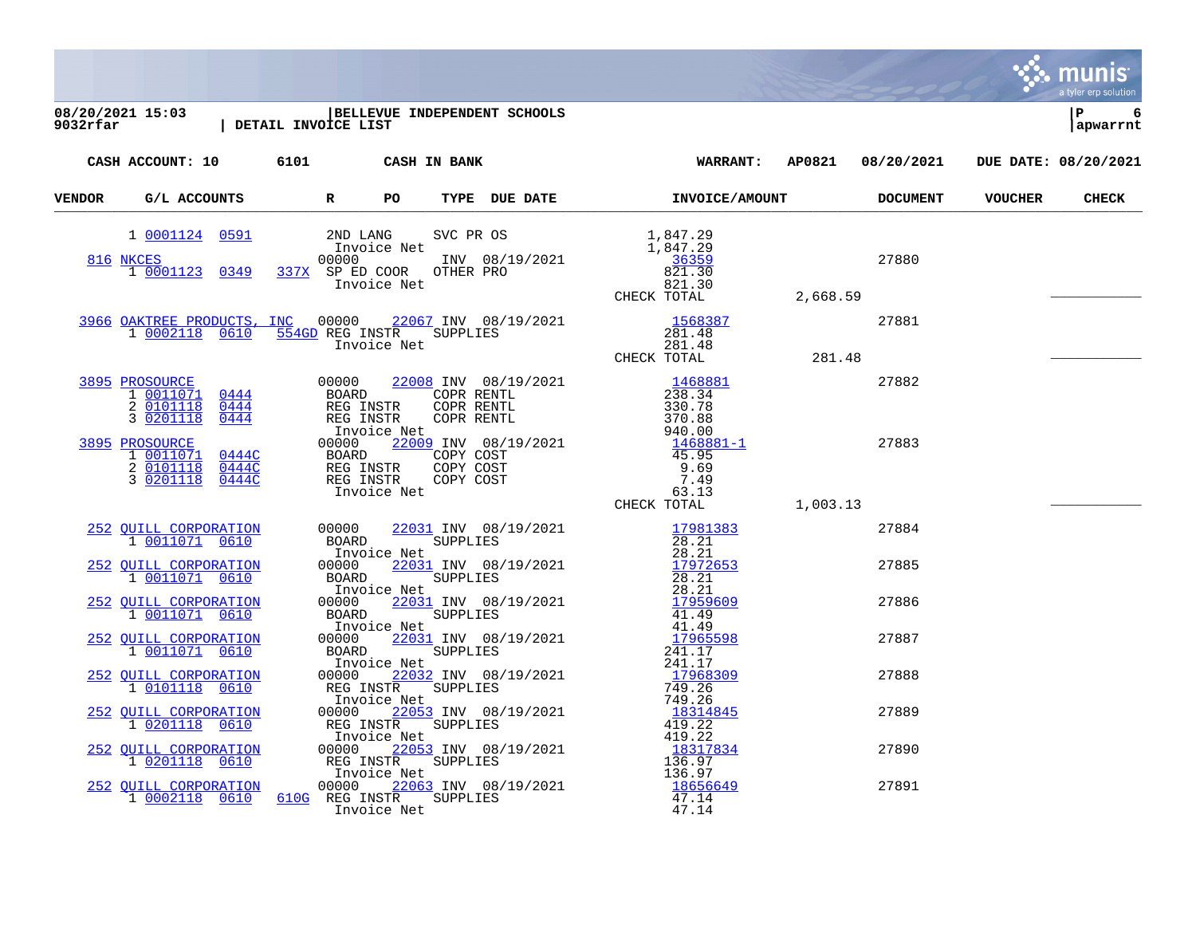**08/20/2021 15:03** | **BELLEVUE INDEPENDENT SCHOOLS**
**9032rfar** | **DETAIL INVOICE LIST**

**CASH ACCOUNT: 10 6101 CASH IN BANK** **WARRANT: AP0821 08/20/2021 DUE DATE: 08/20/2021**

| VENDOR | G/L ACCOUNTS | | R | PO | TYPE | DUE DATE | INVOICE/AMOUNT | | DOCUMENT | VOUCHER | CHECK |
|---|---|---|---|---|---|---|---|---|---|---|---|
| | 1 0001124 | 0591 | | 2ND LANG | SVC PR OS | | 1,847.29 | | | | |
| | | | | Invoice Net | | | 1,847.29 | | | | |
| 816 NKCES | | | | 00000 | INV | 08/19/2021 | 36359 | | 27880 | | |
| | 1 0001123 | 0349 | 337X | SP ED COOR | OTHER PRO | | 821.30 | | | | |
| | | | | Invoice Net | | | 821.30 | | | | |
| | | | | | | | CHECK TOTAL | 2,668.59 | | | ___________ |
| 3966 OAKTREE PRODUCTS, INC | | | | 00000 | 22067 INV | 08/19/2021 | 1568387 | | 27881 | | |
| | 1 0002118 | 0610 | 554GD | REG INSTR | SUPPLIES | | 281.48 | | | | |
| | | | | Invoice Net | | | 281.48 | | | | |
| | | | | | | | CHECK TOTAL | 281.48 | | | ___________ |
| 3895 PROSOURCE | | | | 00000 | 22008 INV | 08/19/2021 | 1468881 | | 27882 | | |
| | 1 0011071 | 0444 | | BOARD | COPR RENTL | | 238.34 | | | | |
| | 2 0101118 | 0444 | | REG INSTR | COPR RENTL | | 330.78 | | | | |
| | 3 0201118 | 0444 | | REG INSTR | COPR RENTL | | 370.88 | | | | |
| | | | | Invoice Net | | | 940.00 | | | | |
| 3895 PROSOURCE | | | | 00000 | 22009 INV | 08/19/2021 | 1468881-1 | | 27883 | | |
| | 1 0011071 | 0444C | | BOARD | COPY COST | | 45.95 | | | | |
| | 2 0101118 | 0444C | | REG INSTR | COPY COST | | 9.69 | | | | |
| | 3 0201118 | 0444C | | REG INSTR | COPY COST | | 7.49 | | | | |
| | | | | Invoice Net | | | 63.13 | | | | |
| | | | | | | | CHECK TOTAL | 1,003.13 | | | ___________ |
| 252 QUILL CORPORATION | | | | 00000 | 22031 INV | 08/19/2021 | 17981383 | | 27884 | | |
| | 1 0011071 | 0610 | | BOARD | SUPPLIES | | 28.21 | | | | |
| | | | | Invoice Net | | | 28.21 | | | | |
| 252 QUILL CORPORATION | | | | 00000 | 22031 INV | 08/19/2021 | 17972653 | | 27885 | | |
| | 1 0011071 | 0610 | | BOARD | SUPPLIES | | 28.21 | | | | |
| | | | | Invoice Net | | | 28.21 | | | | |
| 252 QUILL CORPORATION | | | | 00000 | 22031 INV | 08/19/2021 | 17959609 | | 27886 | | |
| | 1 0011071 | 0610 | | BOARD | SUPPLIES | | 41.49 | | | | |
| | | | | Invoice Net | | | 41.49 | | | | |
| 252 QUILL CORPORATION | | | | 00000 | 22031 INV | 08/19/2021 | 17965598 | | 27887 | | |
| | 1 0011071 | 0610 | | BOARD | SUPPLIES | | 241.17 | | | | |
| | | | | Invoice Net | | | 241.17 | | | | |
| 252 QUILL CORPORATION | | | | 00000 | 22032 INV | 08/19/2021 | 17968309 | | 27888 | | |
| | 1 0101118 | 0610 | | REG INSTR | SUPPLIES | | 749.26 | | | | |
| | | | | Invoice Net | | | 749.26 | | | | |
| 252 QUILL CORPORATION | | | | 00000 | 22053 INV | 08/19/2021 | 18314845 | | 27889 | | |
| | 1 0201118 | 0610 | | REG INSTR | SUPPLIES | | 419.22 | | | | |
| | | | | Invoice Net | | | 419.22 | | | | |
| 252 QUILL CORPORATION | | | | 00000 | 22053 INV | 08/19/2021 | 18317834 | | 27890 | | |
| | 1 0201118 | 0610 | | REG INSTR | SUPPLIES | | 136.97 | | | | |
| | | | | Invoice Net | | | 136.97 | | | | |
| 252 QUILL CORPORATION | | | | 00000 | 22063 INV | 08/19/2021 | 18656649 | | 27891 | | |
| | 1 0002118 | 0610 | 610G | REG INSTR | SUPPLIES | | 47.14 | | | | |
| | | | | Invoice Net | | | 47.14 | | | | |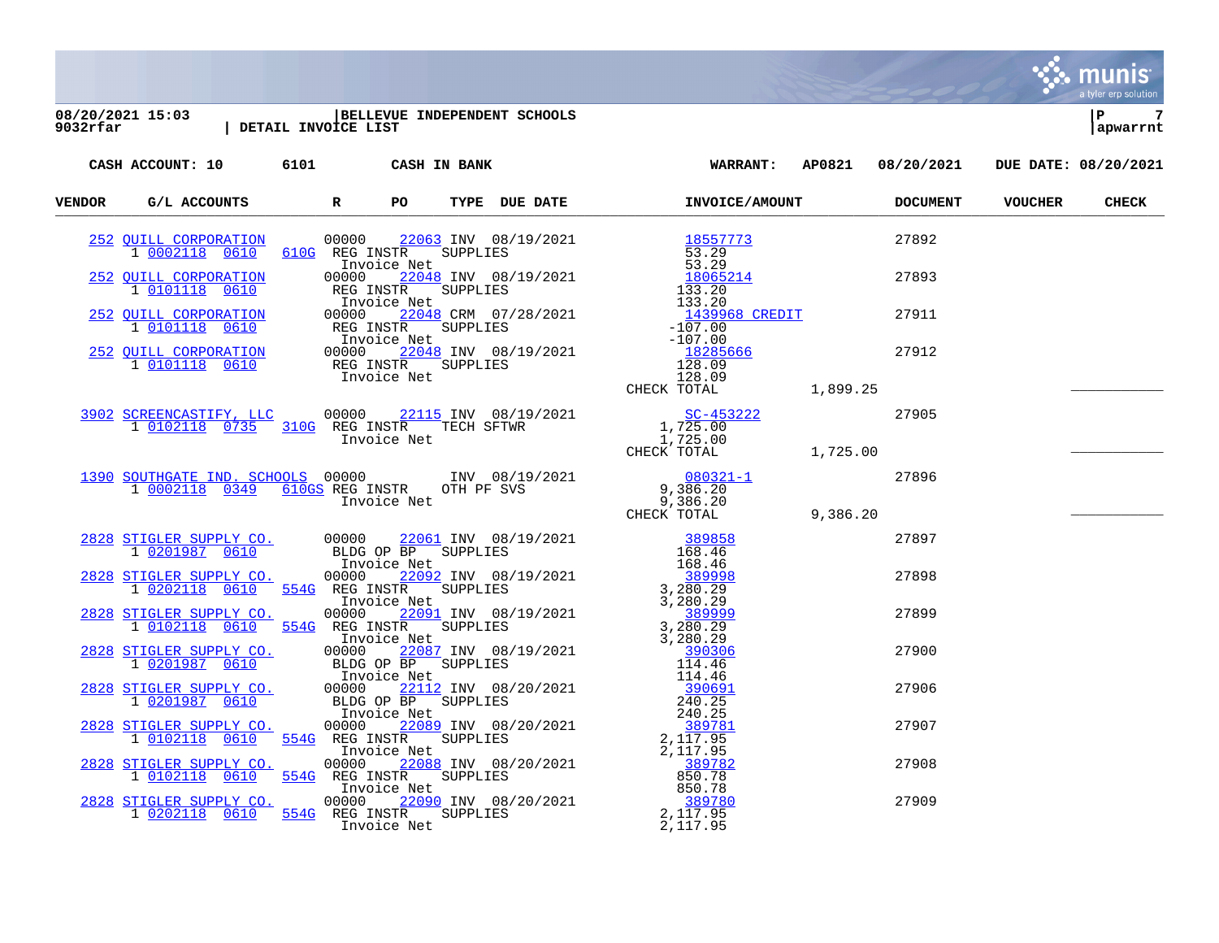**08/20/2021 15:03** | **BELLEVUE INDEPENDENT SCHOOLS**
**9032rfar** | **DETAIL INVOICE LIST**

**CASH ACCOUNT: 10 6101 CASH IN BANK** | **WARRANT: AP0821 08/20/2021** | **DUE DATE: 08/20/2021**

| VENDOR | G/L ACCOUNTS | R | PO | TYPE | DUE DATE | INVOICE/AMOUNT | | DOCUMENT | VOUCHER | CHECK |
|---|---|---|---|---|---|---|---|---|---|---|
| 252 QUILL CORPORATION | 1 0002118 0610 610G | 00000 | 22063 | INV | 08/19/2021 | 18557773 | | 27892 | | |
| | REG INSTR SUPPLIES | | | | | 53.29 | | | | |
| | Invoice Net | | | | | 53.29 | | | | |
| 252 QUILL CORPORATION | 1 0101118 0610 | 00000 | 22048 | INV | 08/19/2021 | 18065214 | | 27893 | | |
| | REG INSTR SUPPLIES | | | | | 133.20 | | | | |
| | Invoice Net | | | | | 133.20 | | | | |
| 252 QUILL CORPORATION | 1 0101118 0610 | 00000 | 22048 | CRM | 07/28/2021 | 1439968 CREDIT | | 27911 | | |
| | REG INSTR SUPPLIES | | | | | -107.00 | | | | |
| | Invoice Net | | | | | -107.00 | | | | |
| 252 QUILL CORPORATION | 1 0101118 0610 | 00000 | 22048 | INV | 08/19/2021 | 18285666 | | 27912 | | |
| | REG INSTR SUPPLIES | | | | | 128.09 | | | | |
| | Invoice Net | | | | | 128.09 | | | | |
| | | | | | | CHECK TOTAL | 1,899.25 | | | ___________ |
| 3902 SCREENCASTIFY, LLC | 1 0102118 0735 310G | 00000 | 22115 | INV | 08/19/2021 | SC-453222 | | 27905 | | |
| | REG INSTR TECH SFTWR | | | | | 1,725.00 | | | | |
| | Invoice Net | | | | | 1,725.00 | | | | |
| | | | | | | CHECK TOTAL | 1,725.00 | | | ___________ |
| 1390 SOUTHGATE IND. SCHOOLS | 1 0002118 0349 610GS | 00000 | | INV | 08/19/2021 | 080321-1 | | 27896 | | |
| | REG INSTR OTH PF SVS | | | | | 9,386.20 | | | | |
| | Invoice Net | | | | | 9,386.20 | | | | |
| | | | | | | CHECK TOTAL | 9,386.20 | | | ___________ |
| 2828 STIGLER SUPPLY CO. | 1 0201987 0610 | 00000 | 22061 | INV | 08/19/2021 | 389858 | | 27897 | | |
| | BLDG OP BP SUPPLIES | | | | | 168.46 | | | | |
| | Invoice Net | | | | | 168.46 | | | | |
| 2828 STIGLER SUPPLY CO. | 1 0202118 0610 554G | 00000 | 22092 | INV | 08/19/2021 | 389998 | | 27898 | | |
| | REG INSTR SUPPLIES | | | | | 3,280.29 | | | | |
| | Invoice Net | | | | | 3,280.29 | | | | |
| 2828 STIGLER SUPPLY CO. | 1 0102118 0610 554G | 00000 | 22091 | INV | 08/19/2021 | 389999 | | 27899 | | |
| | REG INSTR SUPPLIES | | | | | 3,280.29 | | | | |
| | Invoice Net | | | | | 3,280.29 | | | | |
| 2828 STIGLER SUPPLY CO. | 1 0201987 0610 | 00000 | 22087 | INV | 08/19/2021 | 390306 | | 27900 | | |
| | BLDG OP BP SUPPLIES | | | | | 114.46 | | | | |
| | Invoice Net | | | | | 114.46 | | | | |
| 2828 STIGLER SUPPLY CO. | 1 0201987 0610 | 00000 | 22112 | INV | 08/20/2021 | 390691 | | 27906 | | |
| | BLDG OP BP SUPPLIES | | | | | 240.25 | | | | |
| | Invoice Net | | | | | 240.25 | | | | |
| 2828 STIGLER SUPPLY CO. | 1 0102118 0610 554G | 00000 | 22089 | INV | 08/20/2021 | 389781 | | 27907 | | |
| | REG INSTR SUPPLIES | | | | | 2,117.95 | | | | |
| | Invoice Net | | | | | 2,117.95 | | | | |
| 2828 STIGLER SUPPLY CO. | 1 0102118 0610 554G | 00000 | 22088 | INV | 08/20/2021 | 389782 | | 27908 | | |
| | REG INSTR SUPPLIES | | | | | 850.78 | | | | |
| | Invoice Net | | | | | 850.78 | | | | |
| 2828 STIGLER SUPPLY CO. | 1 0202118 0610 554G | 00000 | 22090 | INV | 08/20/2021 | 389780 | | 27909 | | |
| | REG INSTR SUPPLIES | | | | | 2,117.95 | | | | |
| | Invoice Net | | | | | 2,117.95 | | | | |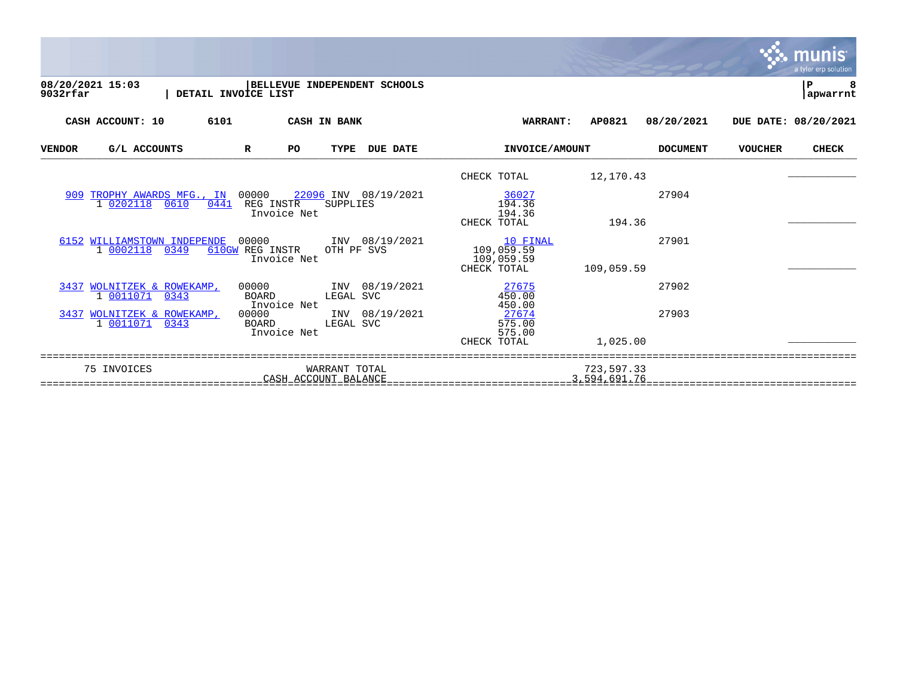08/20/2021 15:03 | BELLEVUE INDEPENDENT SCHOOLS | P 8
9032rfar | DETAIL INVOICE LIST | apwarrnt

**CASH ACCOUNT: 10 6101 CASH IN BANK** | **WARRANT: AP0821 08/20/2021** | **DUE DATE: 08/20/2021**

| VENDOR | G/L ACCOUNTS | R | PO | TYPE | DUE DATE | INVOICE/AMOUNT | | DOCUMENT | VOUCHER | CHECK |
|---|---|---|---|---|---|---|---|---|---|---|
| | | | | | | CHECK TOTAL | 12,170.43 | | | ___________ |
| 909 TROPHY AWARDS MFG., IN | | 00000 | 22096 | INV | 08/19/2021 | 36027 | | 27904 | | |
| | 1 0202118 0610 0441 | REG INSTR | | SUPPLIES | | 194.36 | | | | |
| | | Invoice Net | | | | 194.36 | | | | |
| | | | | | | CHECK TOTAL | 194.36 | | | ___________ |
| 6152 WILLIAMSTOWN INDEPENDE | | 00000 | | INV | 08/19/2021 | 10 FINAL | | 27901 | | |
| | 1 0002118 0349 610GW | REG INSTR | | OTH PF SVS | | 109,059.59 | | | | |
| | | Invoice Net | | | | 109,059.59 | | | | |
| | | | | | | CHECK TOTAL | 109,059.59 | | | ___________ |
| 3437 WOLNITZEK & ROWEKAMP, | | 00000 | | INV | 08/19/2021 | 27675 | | 27902 | | |
| | 1 0011071 0343 | BOARD | | LEGAL SVC | | 450.00 | | | | |
| | | Invoice Net | | | | 450.00 | | | | |
| 3437 WOLNITZEK & ROWEKAMP, | | 00000 | | INV | 08/19/2021 | 27674 | | 27903 | | |
| | 1 0011071 0343 | BOARD | | LEGAL SVC | | 575.00 | | | | |
| | | Invoice Net | | | | 575.00 | | | | |
| | | | | | | CHECK TOTAL | 1,025.00 | | | ___________ |

| | | |
|---|---|---|
| 75 INVOICES | WARRANT TOTAL | 723,597.33 |
| | CASH ACCOUNT BALANCE | 3,594,691.76 |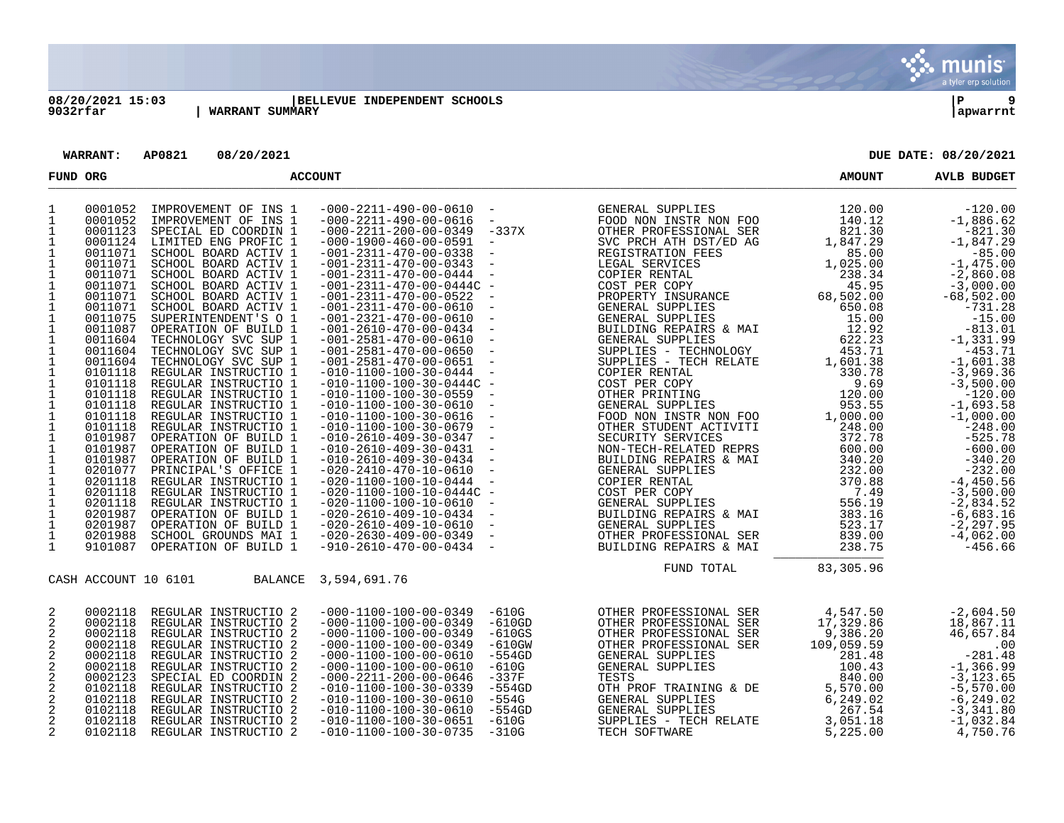08/20/2021 15:03 | BELLEVUE INDEPENDENT SCHOOLS
9032rfar | WARRANT SUMMARY | apwarrnt

**WARRANT: AP0821 08/20/2021** **DUE DATE: 08/20/2021**

| FUND | ORG | | ACCOUNT | | | AMOUNT | AVLB BUDGET |
|---|---|---|---|---|---|---|---|
| 1 | 0001052 | IMPROVEMENT OF INS 1 | -000-2211-490-00-0610 | - | GENERAL SUPPLIES | 120.00 | -120.00 |
| 1 | 0001052 | IMPROVEMENT OF INS 1 | -000-2211-490-00-0616 | - | FOOD NON INSTR NON FOO | 140.12 | -1,886.62 |
| 1 | 0001123 | SPECIAL ED COORDIN 1 | -000-2211-200-00-0349 | -337X | OTHER PROFESSIONAL SER | 821.30 | -821.30 |
| 1 | 0001124 | LIMITED ENG PROFIC 1 | -000-1900-460-00-0591 | - | SVC PRCH ATH DST/ED AG | 1,847.29 | -1,847.29 |
| 1 | 0011071 | SCHOOL BOARD ACTIV 1 | -001-2311-470-00-0338 | - | REGISTRATION FEES | 85.00 | -85.00 |
| 1 | 0011071 | SCHOOL BOARD ACTIV 1 | -001-2311-470-00-0343 | - | LEGAL SERVICES | 1,025.00 | -1,475.00 |
| 1 | 0011071 | SCHOOL BOARD ACTIV 1 | -001-2311-470-00-0444 | - | COPIER RENTAL | 238.34 | -2,860.08 |
| 1 | 0011071 | SCHOOL BOARD ACTIV 1 | -001-2311-470-00-0444C | - | COST PER COPY | 45.95 | -3,000.00 |
| 1 | 0011071 | SCHOOL BOARD ACTIV 1 | -001-2311-470-00-0522 | - | PROPERTY INSURANCE | 68,502.00 | -68,502.00 |
| 1 | 0011071 | SCHOOL BOARD ACTIV 1 | -001-2311-470-00-0610 | - | GENERAL SUPPLIES | 650.08 | -731.28 |
| 1 | 0011075 | SUPERINTENDENT'S O 1 | -001-2321-470-00-0610 | - | GENERAL SUPPLIES | 15.00 | -15.00 |
| 1 | 0011087 | OPERATION OF BUILD 1 | -001-2610-470-00-0434 | - | BUILDING REPAIRS & MAI | 12.92 | -813.01 |
| 1 | 0011604 | TECHNOLOGY SVC SUP 1 | -001-2581-470-00-0610 | - | GENERAL SUPPLIES | 622.23 | -1,331.99 |
| 1 | 0011604 | TECHNOLOGY SVC SUP 1 | -001-2581-470-00-0650 | - | SUPPLIES - TECHNOLOGY | 453.71 | -453.71 |
| 1 | 0011604 | TECHNOLOGY SVC SUP 1 | -001-2581-470-00-0651 | - | SUPPLIES - TECH RELATE | 1,601.38 | -1,601.38 |
| 1 | 0101118 | REGULAR INSTRUCTIO 1 | -010-1100-100-30-0444 | - | COPIER RENTAL | 330.78 | -3,969.36 |
| 1 | 0101118 | REGULAR INSTRUCTIO 1 | -010-1100-100-30-0444C | - | COST PER COPY | 9.69 | -3,500.00 |
| 1 | 0101118 | REGULAR INSTRUCTIO 1 | -010-1100-100-30-0559 | - | OTHER PRINTING | 120.00 | -120.00 |
| 1 | 0101118 | REGULAR INSTRUCTIO 1 | -010-1100-100-30-0610 | - | GENERAL SUPPLIES | 953.55 | -1,693.58 |
| 1 | 0101118 | REGULAR INSTRUCTIO 1 | -010-1100-100-30-0616 | - | FOOD NON INSTR NON FOO | 1,000.00 | -1,000.00 |
| 1 | 0101118 | REGULAR INSTRUCTIO 1 | -010-1100-100-30-0679 | - | OTHER STUDENT ACTIVITI | 248.00 | -248.00 |
| 1 | 0101987 | OPERATION OF BUILD 1 | -010-2610-409-30-0347 | - | SECURITY SERVICES | 372.78 | -525.78 |
| 1 | 0101987 | OPERATION OF BUILD 1 | -010-2610-409-30-0431 | - | NON-TECH-RELATED REPRS | 600.00 | -600.00 |
| 1 | 0101987 | OPERATION OF BUILD 1 | -010-2610-409-30-0434 | - | BUILDING REPAIRS & MAI | 340.20 | -340.20 |
| 1 | 0201077 | PRINCIPAL'S OFFICE 1 | -020-2410-470-10-0610 | - | GENERAL SUPPLIES | 232.00 | -232.00 |
| 1 | 0201118 | REGULAR INSTRUCTIO 1 | -020-1100-100-10-0444 | - | COPIER RENTAL | 370.88 | -4,450.56 |
| 1 | 0201118 | REGULAR INSTRUCTIO 1 | -020-1100-100-10-0444C | - | COST PER COPY | 7.49 | -3,500.00 |
| 1 | 0201118 | REGULAR INSTRUCTIO 1 | -020-1100-100-10-0610 | - | GENERAL SUPPLIES | 556.19 | -2,834.52 |
| 1 | 0201987 | OPERATION OF BUILD 1 | -020-2610-409-10-0434 | - | BUILDING REPAIRS & MAI | 383.16 | -6,683.16 |
| 1 | 0201987 | OPERATION OF BUILD 1 | -020-2610-409-10-0610 | - | GENERAL SUPPLIES | 523.17 | -2,297.95 |
| 1 | 0201988 | SCHOOL GROUNDS MAI 1 | -020-2630-409-00-0349 | - | OTHER PROFESSIONAL SER | 839.00 | -4,062.00 |
| 1 | 9101087 | OPERATION OF BUILD 1 | -910-2610-470-00-0434 | - | BUILDING REPAIRS & MAI | 238.75 | -456.66 |
| | | | | | FUND TOTAL | 83,305.96 | |

CASH ACCOUNT 10 6101 BALANCE 3,594,691.76

| FUND | ORG | | ACCOUNT | | | AMOUNT | AVLB BUDGET |
|---|---|---|---|---|---|---|---|
| 2 | 0002118 | REGULAR INSTRUCTIO 2 | -000-1100-100-00-0349 | -610G | OTHER PROFESSIONAL SER | 4,547.50 | -2,604.50 |
| 2 | 0002118 | REGULAR INSTRUCTIO 2 | -000-1100-100-00-0349 | -610GD | OTHER PROFESSIONAL SER | 17,329.86 | 18,867.11 |
| 2 | 0002118 | REGULAR INSTRUCTIO 2 | -000-1100-100-00-0349 | -610GS | OTHER PROFESSIONAL SER | 9,386.20 | 46,657.84 |
| 2 | 0002118 | REGULAR INSTRUCTIO 2 | -000-1100-100-00-0349 | -610GW | OTHER PROFESSIONAL SER | 109,059.59 | .00 |
| 2 | 0002118 | REGULAR INSTRUCTIO 2 | -000-1100-100-00-0610 | -554GD | GENERAL SUPPLIES | 281.48 | -281.48 |
| 2 | 0002118 | REGULAR INSTRUCTIO 2 | -000-1100-100-00-0610 | -610G | GENERAL SUPPLIES | 100.43 | -1,366.99 |
| 2 | 0002123 | SPECIAL ED COORDIN 2 | -000-2211-200-00-0646 | -337F | TESTS | 840.00 | -3,123.65 |
| 2 | 0102118 | REGULAR INSTRUCTIO 2 | -010-1100-100-30-0339 | -554GD | OTH PROF TRAINING & DE | 5,570.00 | -5,570.00 |
| 2 | 0102118 | REGULAR INSTRUCTIO 2 | -010-1100-100-30-0610 | -554G | GENERAL SUPPLIES | 6,249.02 | -6,249.02 |
| 2 | 0102118 | REGULAR INSTRUCTIO 2 | -010-1100-100-30-0610 | -554GD | GENERAL SUPPLIES | 267.54 | -3,341.80 |
| 2 | 0102118 | REGULAR INSTRUCTIO 2 | -010-1100-100-30-0651 | -610G | SUPPLIES - TECH RELATE | 3,051.18 | -1,032.84 |
| 2 | 0102118 | REGULAR INSTRUCTIO 2 | -010-1100-100-30-0735 | -310G | TECH SOFTWARE | 5,225.00 | 4,750.76 |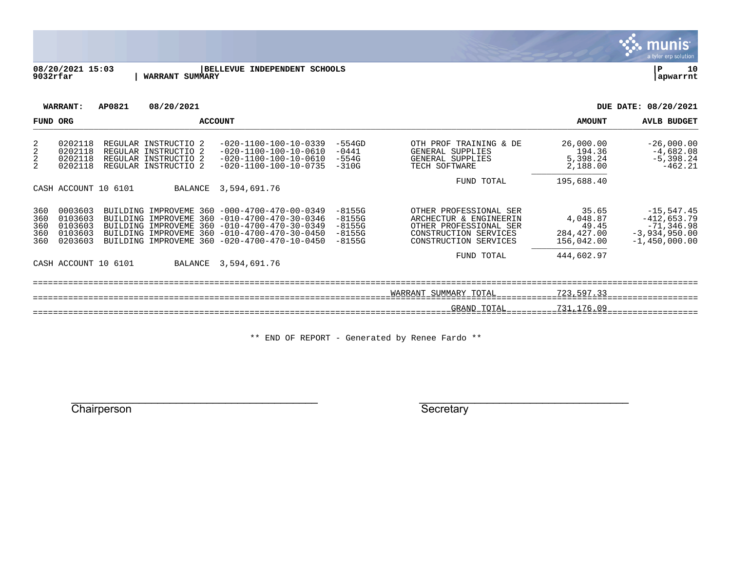08/20/2021 15:03 | BELLEVUE INDEPENDENT SCHOOLS
9032rfar | WARRANT SUMMARY | apwarrnt

**WARRANT: AP0821 08/20/2021** **DUE DATE: 08/20/2021**

| FUND | ORG | ACCOUNT | | | | AMOUNT | AVLB BUDGET |
|---|---|---|---|---|---|---|---|
| 2 | 0202118 | REGULAR INSTRUCTIO 2 | -020-1100-100-10-0339 | -554GD | OTH PROF TRAINING & DE | 26,000.00 | -26,000.00 |
| 2 | 0202118 | REGULAR INSTRUCTIO 2 | -020-1100-100-10-0610 | -0441 | GENERAL SUPPLIES | 194.36 | -4,682.08 |
| 2 | 0202118 | REGULAR INSTRUCTIO 2 | -020-1100-100-10-0610 | -554G | GENERAL SUPPLIES | 5,398.24 | -5,398.24 |
| 2 | 0202118 | REGULAR INSTRUCTIO 2 | -020-1100-100-10-0735 | -310G | TECH SOFTWARE | 2,188.00 | -462.21 |
| | | | | | FUND TOTAL | 195,688.40 | |

CASH ACCOUNT 10 6101 BALANCE 3,594,691.76

| FUND | ORG | ACCOUNT | | | | AMOUNT | AVLB BUDGET |
|---|---|---|---|---|---|---|---|
| 360 | 0003603 | BUILDING IMPROVEME 360 | -000-4700-470-00-0349 | -8155G | OTHER PROFESSIONAL SER | 35.65 | -15,547.45 |
| 360 | 0103603 | BUILDING IMPROVEME 360 | -010-4700-470-30-0346 | -8155G | ARCHECTUR & ENGINEERIN | 4,048.87 | -412,653.79 |
| 360 | 0103603 | BUILDING IMPROVEME 360 | -010-4700-470-30-0349 | -8155G | OTHER PROFESSIONAL SER | 49.45 | -71,346.98 |
| 360 | 0103603 | BUILDING IMPROVEME 360 | -010-4700-470-30-0450 | -8155G | CONSTRUCTION SERVICES | 284,427.00 | -3,934,950.00 |
| 360 | 0203603 | BUILDING IMPROVEME 360 | -020-4700-470-10-0450 | -8155G | CONSTRUCTION SERVICES | 156,042.00 | -1,450,000.00 |
| | | | | | FUND TOTAL | 444,602.97 | |

CASH ACCOUNT 10 6101 BALANCE 3,594,691.76

WARRANT SUMMARY TOTAL 723,597.33

GRAND TOTAL 731,176.09

** END OF REPORT - Generated by Renee Fardo **

_______________________________
Chairperson

_______________________________
Secretary